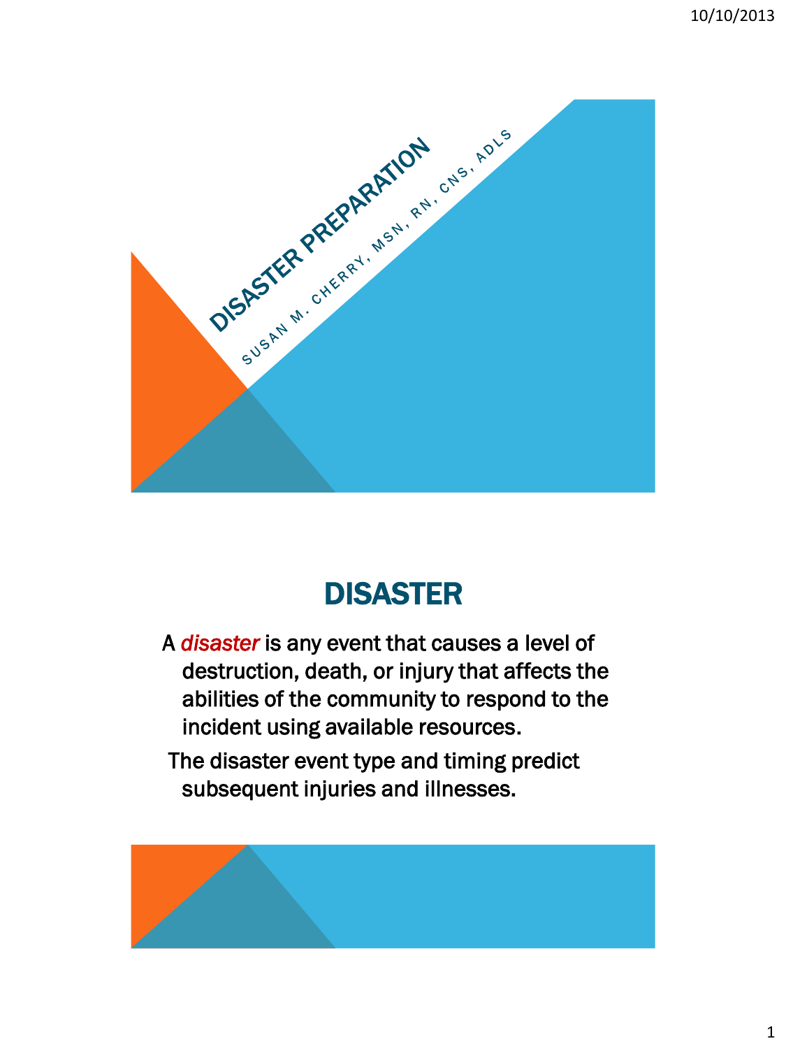# DISASTER PREPARATION

SUSAN M. CHERRY, MSN, RN, CNS, ADLS

## DISASTER

A *disaster* is any event that causes a level of destruction, death, or injury that affects the abilities of the community to respond to the incident using available resources.

The disaster event type and timing predict subsequent injuries and illnesses.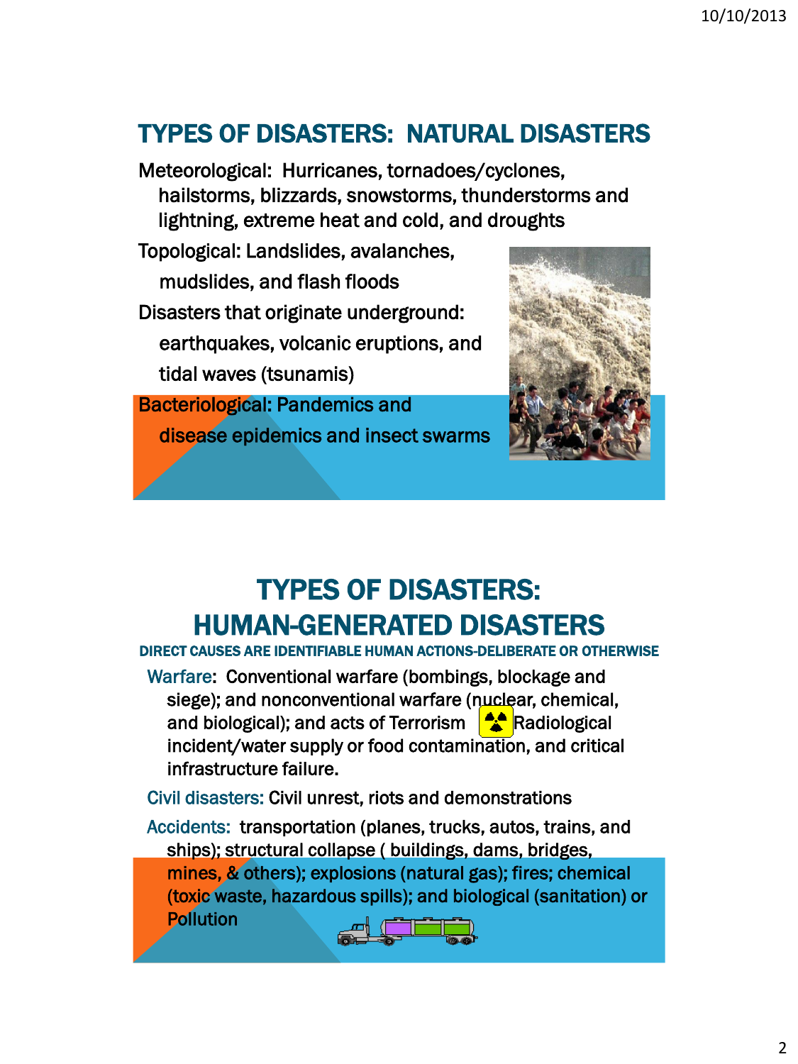## TYPES OF DISASTERS: NATURAL DISASTERS

Meteorological: Hurricanes, tornadoes/cyclones, hailstorms, blizzards, snowstorms, thunderstorms and lightning, extreme heat and cold, and droughts

Topological: Landslides, avalanches, mudslides, and flash floods

Disasters that originate underground: earthquakes, volcanic eruptions, and tidal waves (tsunamis)

Bacteriological: Pandemics and disease epidemics and insect swarms

## TYPES OF DISASTERS: HUMAN-GENERATED DISASTERS

DIRECT CAUSES ARE IDENTIFIABLE HUMAN ACTIONS-DELIBERATE OR OTHERWISE

Warfare: Conventional warfare (bombings, blockage and siege); and nonconventional warfare (nuclear, chemical, and biological); and acts of Terrorism Radiological incident/water supply or food contamination, and critical infrastructure failure.

Civil disasters: Civil unrest, riots and demonstrations

Accidents: transportation (planes, trucks, autos, trains, and ships); structural collapse ( buildings, dams, bridges, mines, & others); explosions (natural gas); fires; chemical (toxic waste, hazardous spills); and biological (sanitation) or Pollution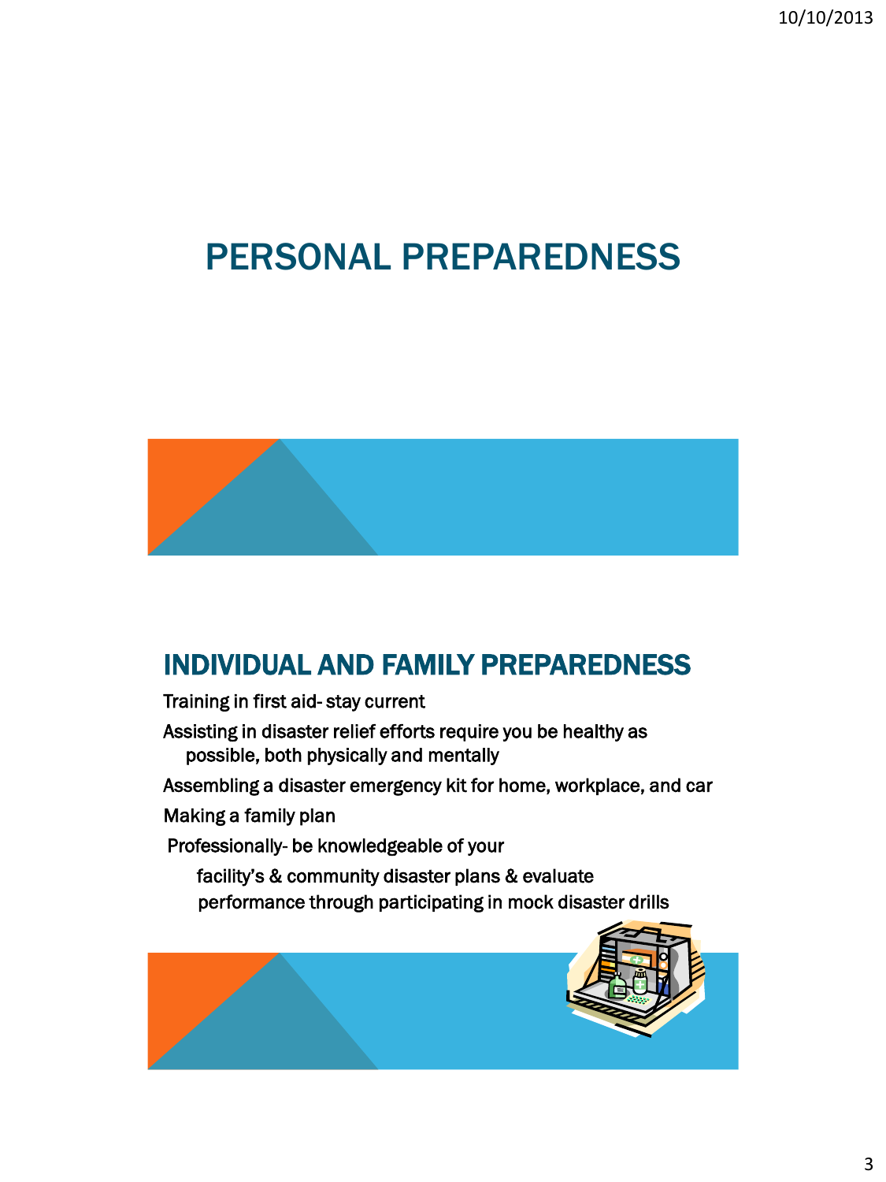# PERSONAL PREPAREDNESS

## INDIVIDUAL AND FAMILY PREPAREDNESS

Training in first aid- stay current

Assisting in disaster relief efforts require you be healthy as possible, both physically and mentally

Assembling a disaster emergency kit for home, workplace, and car

Making a family plan

Professionally- be knowledgeable of your facility's & community disaster plans & evaluate performance through participating in mock disaster drills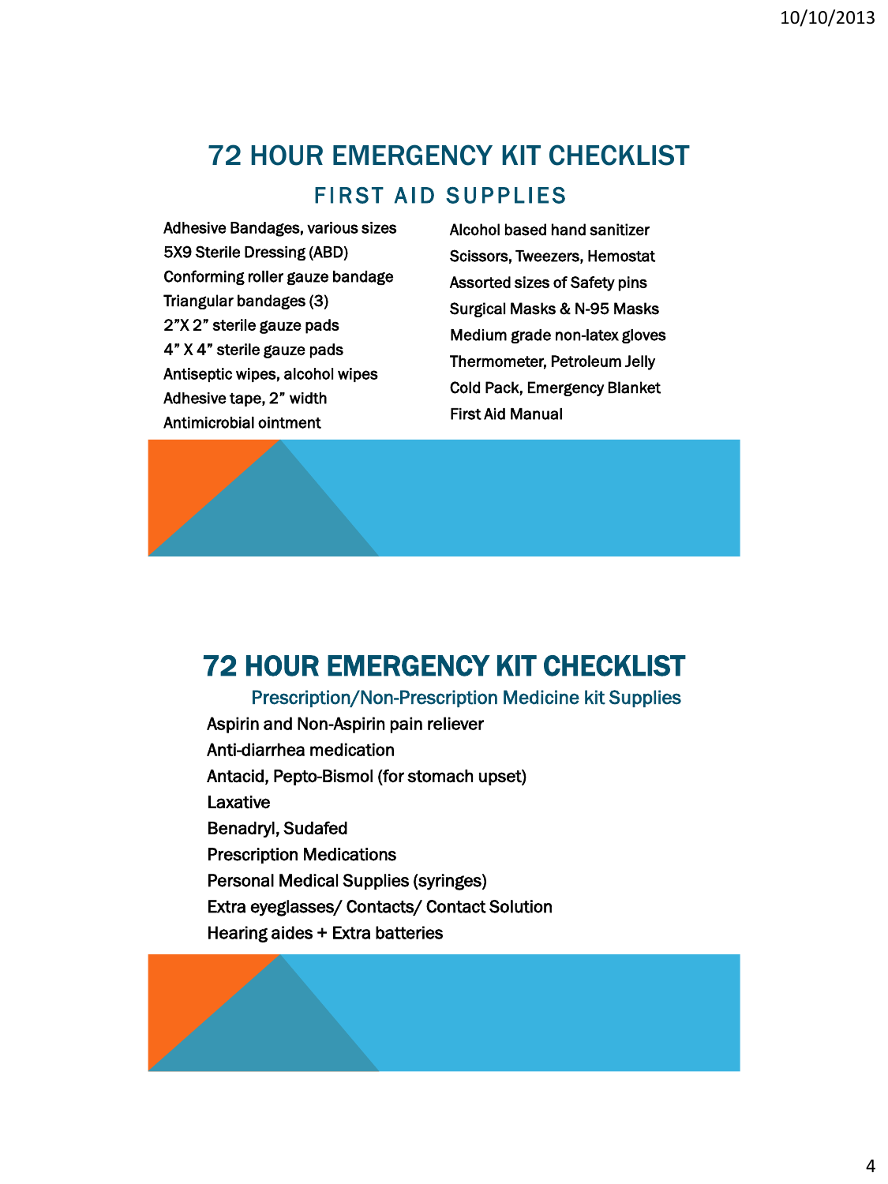# 72 HOUR EMERGENCY KIT CHECKLIST

## FIRST AID SUPPLIES

- Adhesive Bandages, various sizes
- 5X9 Sterile Dressing (ABD)
- Conforming roller gauze bandage
- Triangular bandages (3)
- 2"X 2" sterile gauze pads
- 4" X 4" sterile gauze pads
- Antiseptic wipes, alcohol wipes
- Adhesive tape, 2" width
- Antimicrobial ointment
- Alcohol based hand sanitizer
- Scissors, Tweezers, Hemostat
- Assorted sizes of Safety pins
- Surgical Masks & N-95 Masks
- Medium grade non-latex gloves
- Thermometer, Petroleum Jelly
- Cold Pack, Emergency Blanket
- First Aid Manual

# 72 HOUR EMERGENCY KIT CHECKLIST

## Prescription/Non-Prescription Medicine kit Supplies

- Aspirin and Non-Aspirin pain reliever
- Anti-diarrhea medication
- Antacid, Pepto-Bismol (for stomach upset)
- Laxative
- Benadryl, Sudafed
- Prescription Medications
- Personal Medical Supplies (syringes)
- Extra eyeglasses/ Contacts/ Contact Solution
- Hearing aides + Extra batteries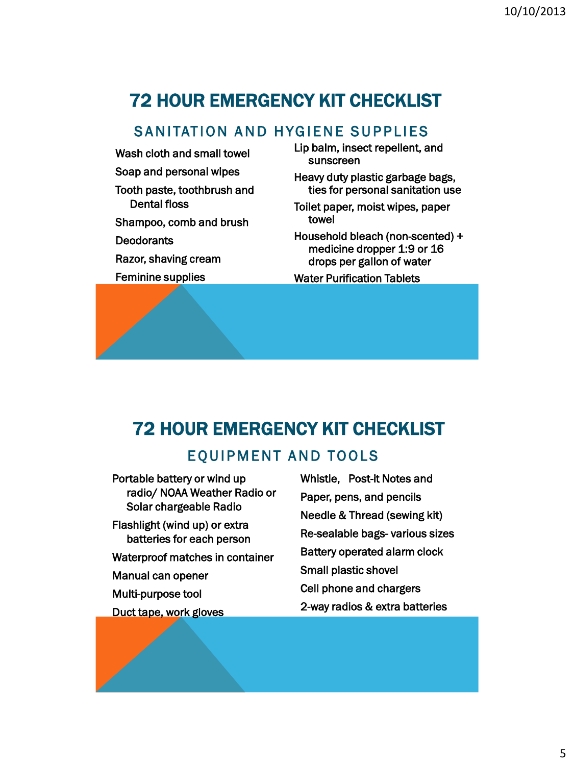# 72 HOUR EMERGENCY KIT CHECKLIST

## SANITATION AND HYGIENE SUPPLIES

- Wash cloth and small towel
- Soap and personal wipes
- Tooth paste, toothbrush and Dental floss
- Shampoo, comb and brush
- Deodorants
- Razor, shaving cream
- Feminine supplies
- Lip balm, insect repellent, and sunscreen
- Heavy duty plastic garbage bags, ties for personal sanitation use
- Toilet paper, moist wipes, paper towel
- Household bleach (non-scented) + medicine dropper 1:9 or 16 drops per gallon of water
- Water Purification Tablets

# 72 HOUR EMERGENCY KIT CHECKLIST

## EQUIPMENT AND TOOLS

- Portable battery or wind up radio/ NOAA Weather Radio or Solar chargeable Radio
- Flashlight (wind up) or extra batteries for each person
- Waterproof matches in container
- Manual can opener
- Multi-purpose tool
- Duct tape, work gloves
- Whistle, Post-it Notes and
- Paper, pens, and pencils
- Needle & Thread (sewing kit)
- Re-sealable bags- various sizes
- Battery operated alarm clock
- Small plastic shovel
- Cell phone and chargers
- 2-way radios & extra batteries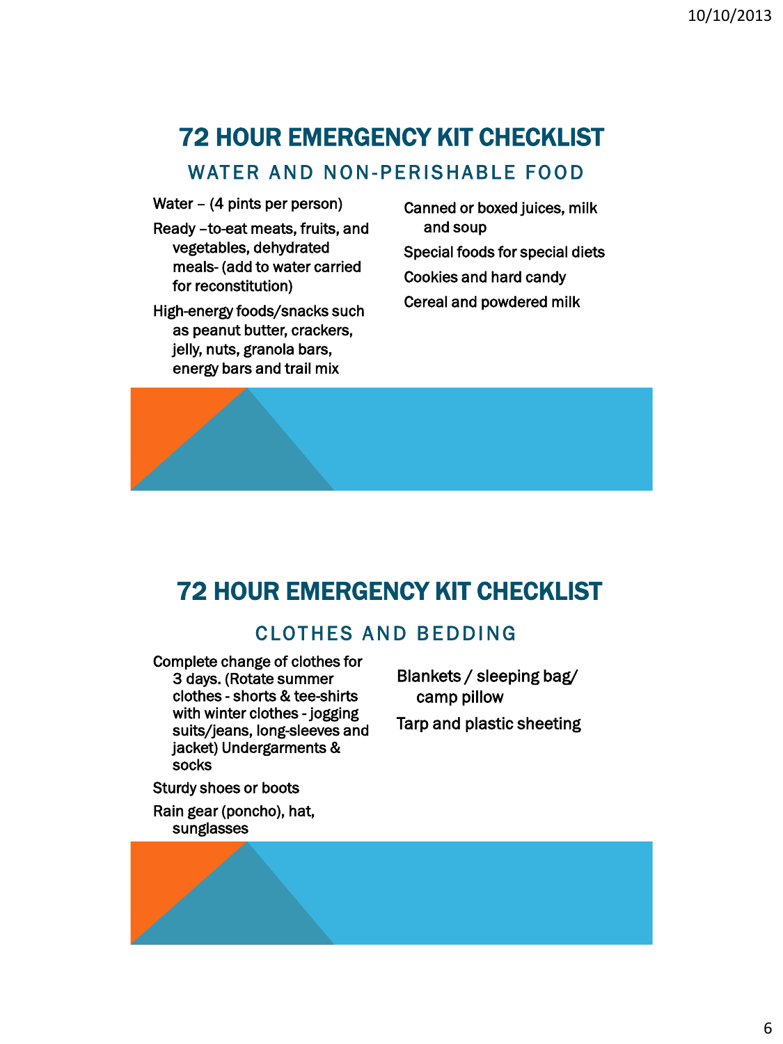# 72 HOUR EMERGENCY KIT CHECKLIST

## WATER AND NON-PERISHABLE FOOD

- Water – (4 pints per person)
- Ready –to-eat meats, fruits, and vegetables, dehydrated meals- (add to water carried for reconstitution)
- High-energy foods/snacks such as peanut butter, crackers, jelly, nuts, granola bars, energy bars and trail mix
- Canned or boxed juices, milk and soup
- Special foods for special diets
- Cookies and hard candy
- Cereal and powdered milk

# 72 HOUR EMERGENCY KIT CHECKLIST

## CLOTHES AND BEDDING

- Complete change of clothes for 3 days. (Rotate summer clothes - shorts & tee-shirts with winter clothes - jogging suits/jeans, long-sleeves and jacket) Undergarments & socks
- Sturdy shoes or boots
- Rain gear (poncho), hat, sunglasses
- Blankets / sleeping bag/ camp pillow
- Tarp and plastic sheeting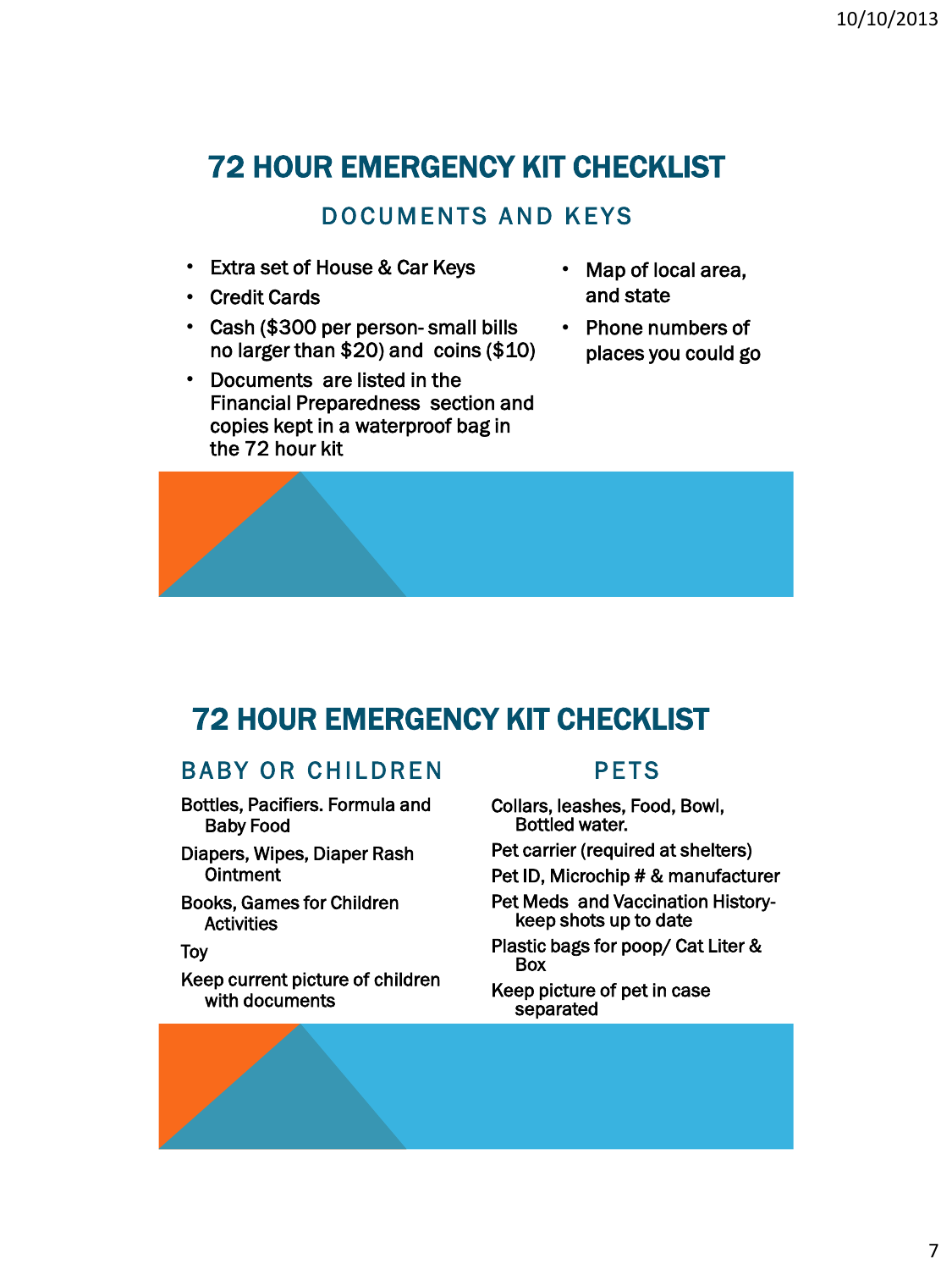# 72 HOUR EMERGENCY KIT CHECKLIST

## DOCUMENTS AND KEYS

- Extra set of House & Car Keys
- Credit Cards
- Cash ($300 per person- small bills no larger than $20) and coins ($10)
- Documents are listed in the Financial Preparedness section and copies kept in a waterproof bag in the 72 hour kit
- Map of local area, and state
- Phone numbers of places you could go

# 72 HOUR EMERGENCY KIT CHECKLIST

## BABY OR CHILDREN

Bottles, Pacifiers. Formula and Baby Food

Diapers, Wipes, Diaper Rash Ointment

Books, Games for Children Activities

Toy

Keep current picture of children with documents

## PETS

Collars, leashes, Food, Bowl, Bottled water.

Pet carrier (required at shelters)

Pet ID, Microchip # & manufacturer

Pet Meds and Vaccination History- keep shots up to date

Plastic bags for poop/ Cat Liter & Box

Keep picture of pet in case separated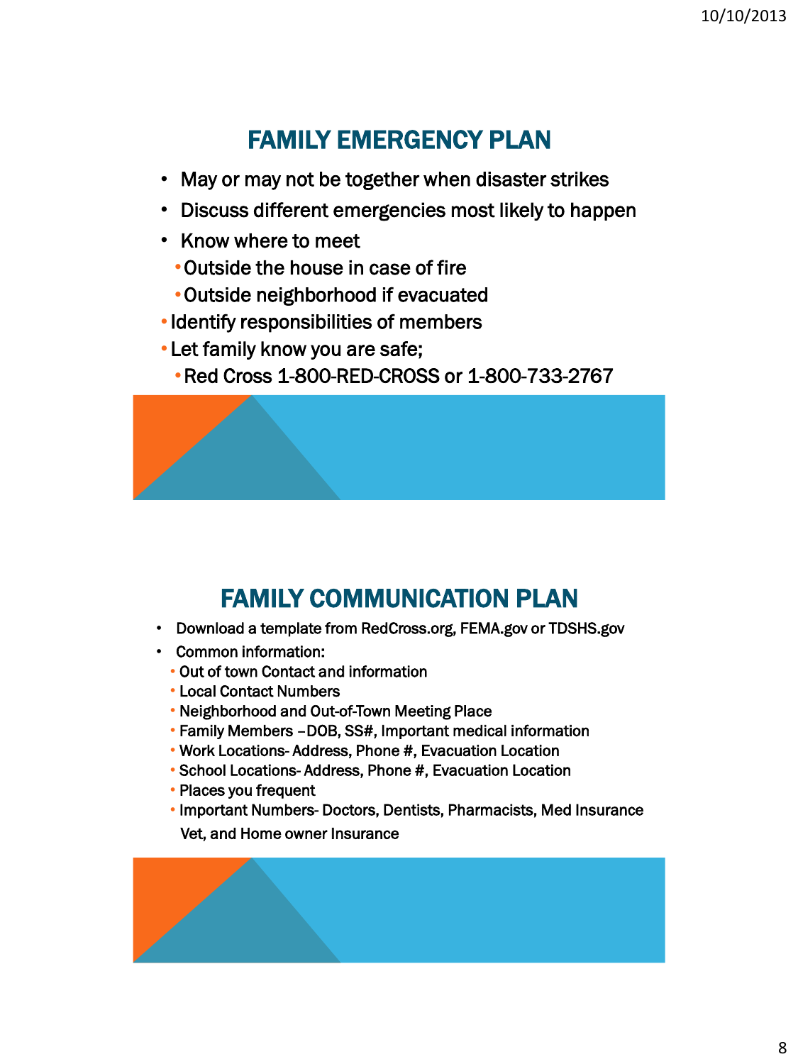## FAMILY EMERGENCY PLAN

- May or may not be together when disaster strikes
- Discuss different emergencies most likely to happen
- Know where to meet
  - Outside the house in case of fire
  - Outside neighborhood if evacuated
- Identify responsibilities of members
- Let family know you are safe;
  - Red Cross 1-800-RED-CROSS or 1-800-733-2767

## FAMILY COMMUNICATION PLAN

- Download a template from RedCross.org, FEMA.gov or TDSHS.gov
- Common information:
  - Out of town Contact and information
  - Local Contact Numbers
  - Neighborhood and Out-of-Town Meeting Place
  - Family Members –DOB, SS#, Important medical information
  - Work Locations- Address, Phone #, Evacuation Location
  - School Locations- Address, Phone #, Evacuation Location
  - Places you frequent
  - Important Numbers- Doctors, Dentists, Pharmacists, Med Insurance Vet, and Home owner Insurance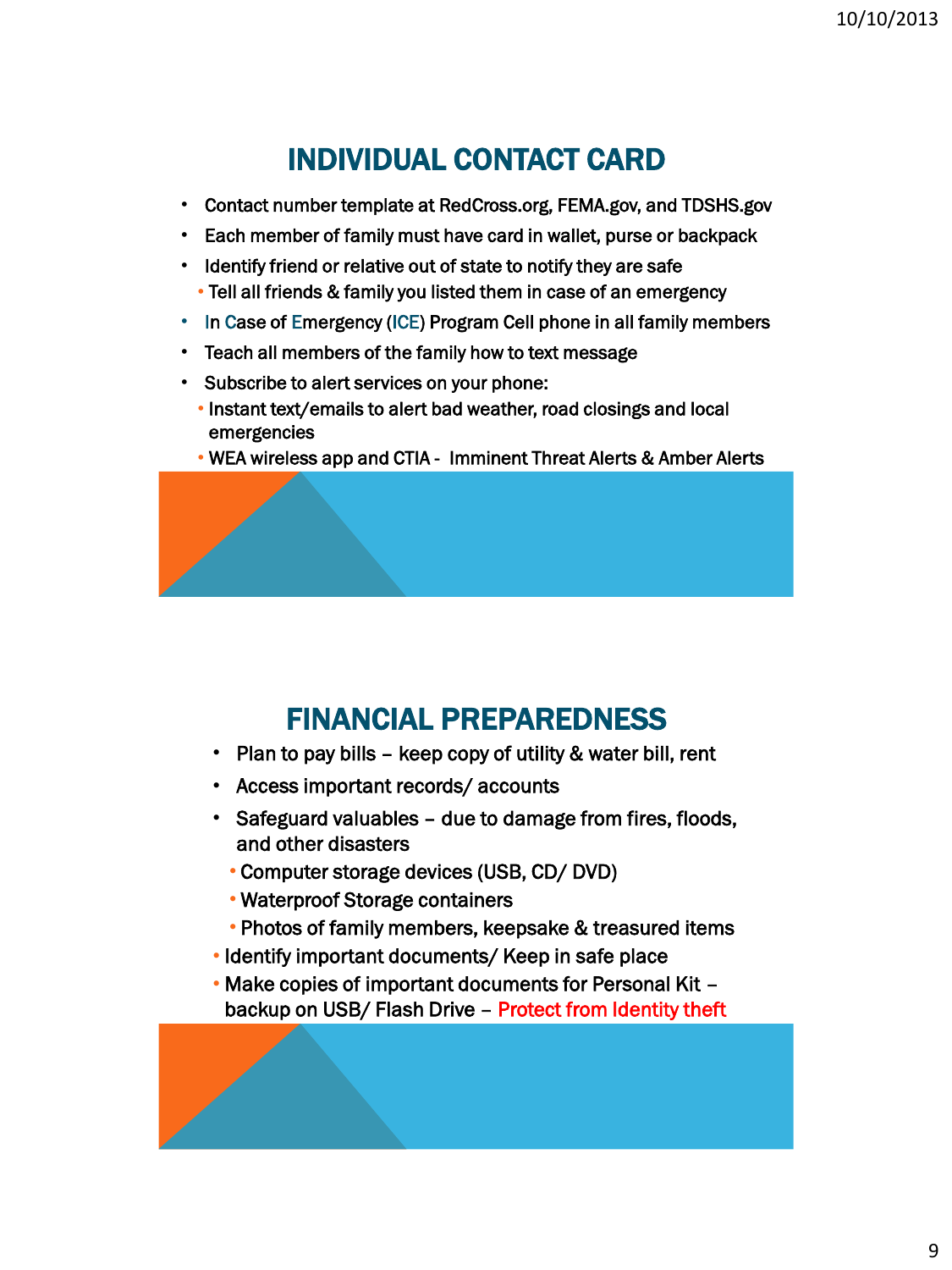## INDIVIDUAL CONTACT CARD

- Contact number template at RedCross.org, FEMA.gov, and TDSHS.gov
- Each member of family must have card in wallet, purse or backpack
- Identify friend or relative out of state to notify they are safe
  - Tell all friends & family you listed them in case of an emergency
- In Case of Emergency (ICE) Program Cell phone in all family members
- Teach all members of the family how to text message
- Subscribe to alert services on your phone:
  - Instant text/emails to alert bad weather, road closings and local emergencies
  - WEA wireless app and CTIA - Imminent Threat Alerts & Amber Alerts

## FINANCIAL PREPAREDNESS

- Plan to pay bills – keep copy of utility & water bill, rent
- Access important records/ accounts
- Safeguard valuables – due to damage from fires, floods, and other disasters
  - Computer storage devices (USB, CD/ DVD)
  - Waterproof Storage containers
  - Photos of family members, keepsake & treasured items
- Identify important documents/ Keep in safe place
- Make copies of important documents for Personal Kit – backup on USB/ Flash Drive – Protect from Identity theft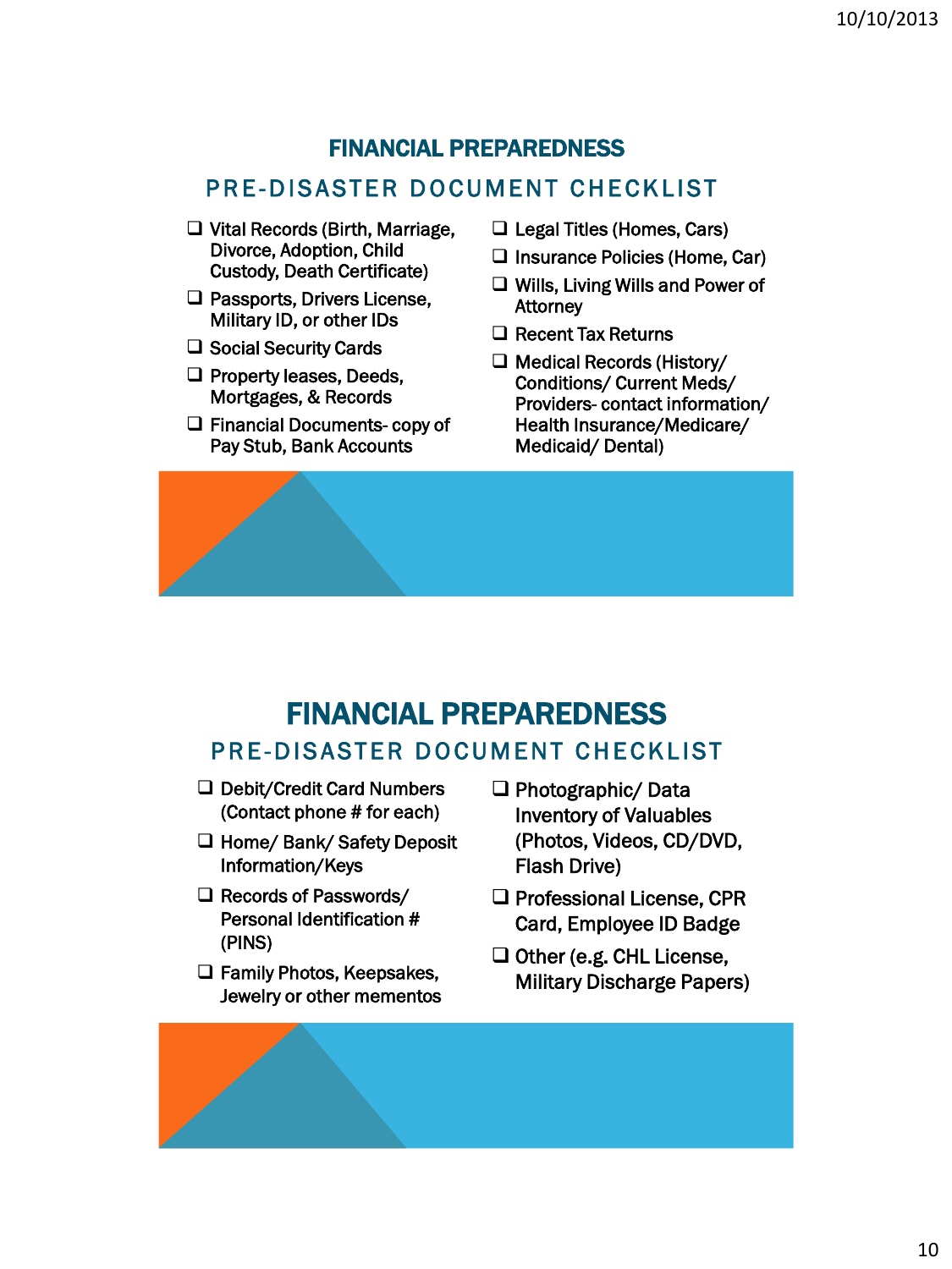## FINANCIAL PREPAREDNESS

### PRE-DISASTER DOCUMENT CHECKLIST

- ❑ Vital Records (Birth, Marriage, Divorce, Adoption, Child Custody, Death Certificate)
- ❑ Passports, Drivers License, Military ID, or other IDs
- ❑ Social Security Cards
- ❑ Property leases, Deeds, Mortgages, & Records
- ❑ Financial Documents- copy of Pay Stub, Bank Accounts
- ❑ Legal Titles (Homes, Cars)
- ❑ Insurance Policies (Home, Car)
- ❑ Wills, Living Wills and Power of Attorney
- ❑ Recent Tax Returns
- ❑ Medical Records (History/ Conditions/ Current Meds/ Providers- contact information/ Health Insurance/Medicare/ Medicaid/ Dental)

## FINANCIAL PREPAREDNESS

### PRE-DISASTER DOCUMENT CHECKLIST

- ❑ Debit/Credit Card Numbers (Contact phone # for each)
- ❑ Home/ Bank/ Safety Deposit Information/Keys
- ❑ Records of Passwords/ Personal Identification # (PINS)
- ❑ Family Photos, Keepsakes, Jewelry or other mementos
- ❑ Photographic/ Data Inventory of Valuables (Photos, Videos, CD/DVD, Flash Drive)
- ❑ Professional License, CPR Card, Employee ID Badge
- ❑ Other (e.g. CHL License, Military Discharge Papers)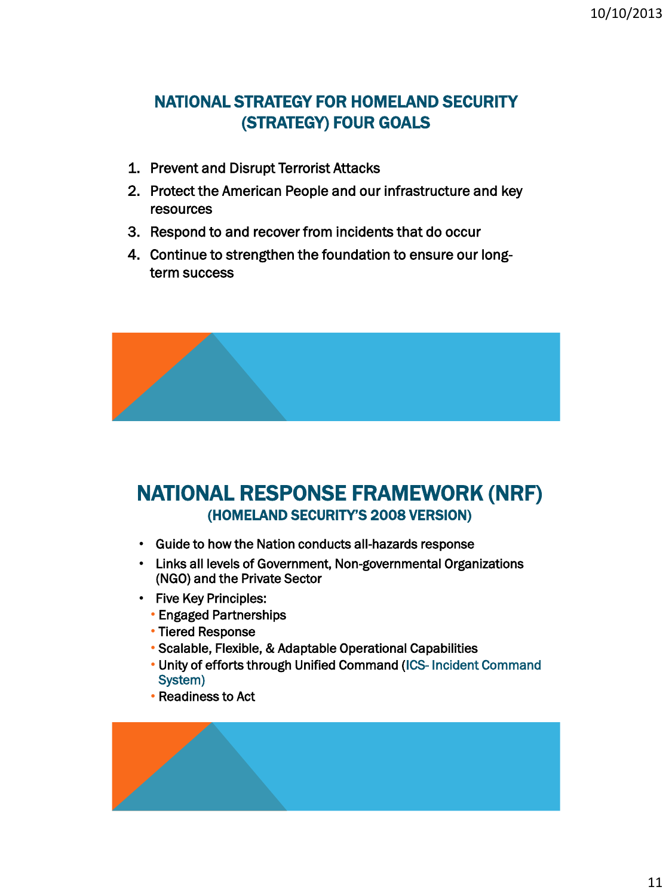## NATIONAL STRATEGY FOR HOMELAND SECURITY (STRATEGY) FOUR GOALS

1. Prevent and Disrupt Terrorist Attacks
2. Protect the American People and our infrastructure and key resources
3. Respond to and recover from incidents that do occur
4. Continue to strengthen the foundation to ensure our long-term success

## NATIONAL RESPONSE FRAMEWORK (NRF)

### (HOMELAND SECURITY'S 2008 VERSION)

- Guide to how the Nation conducts all-hazards response
- Links all levels of Government, Non-governmental Organizations (NGO) and the Private Sector
- Five Key Principles:
  - Engaged Partnerships
  - Tiered Response
  - Scalable, Flexible, & Adaptable Operational Capabilities
  - Unity of efforts through Unified Command (ICS- Incident Command System)
  - Readiness to Act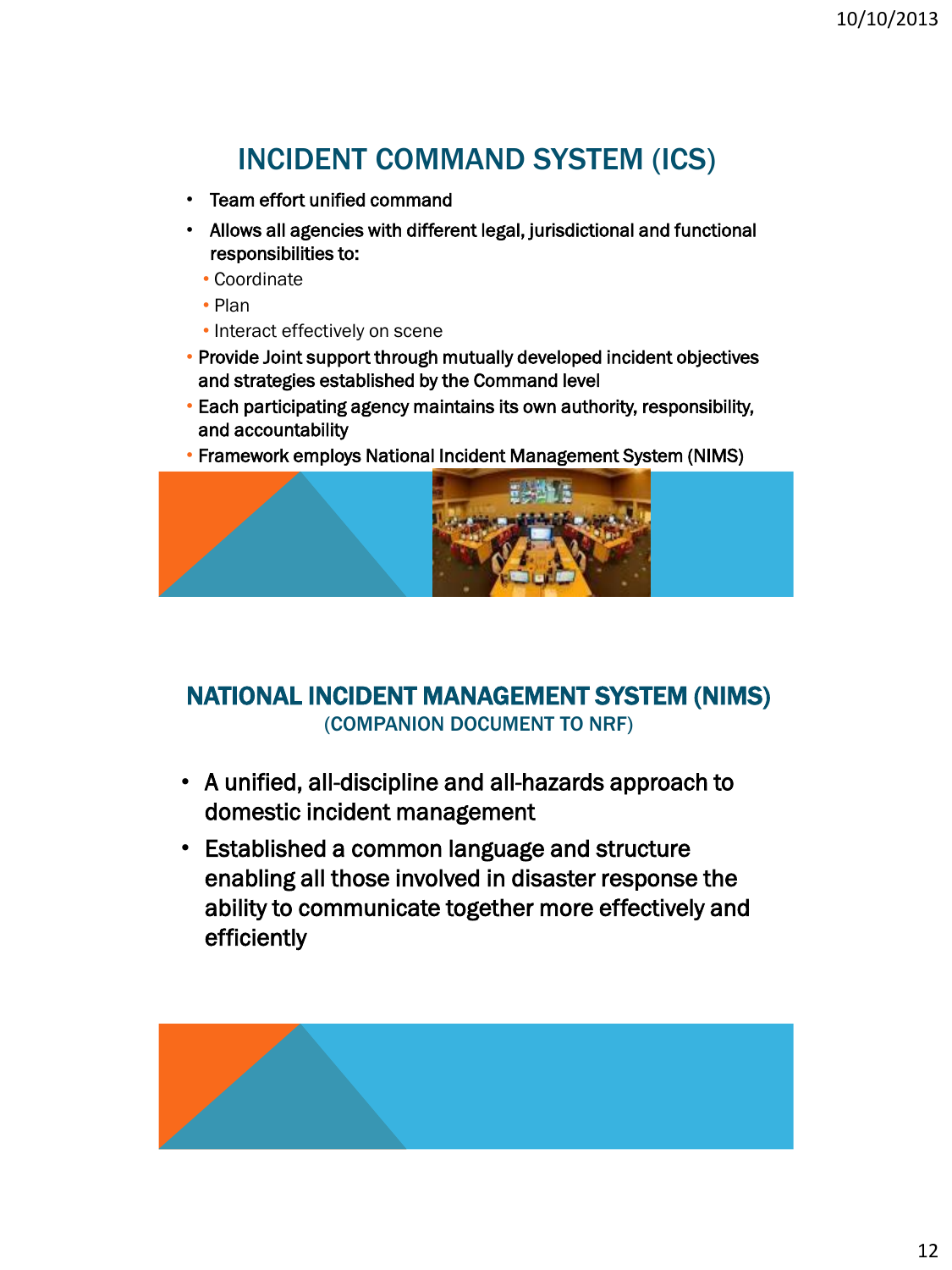# INCIDENT COMMAND SYSTEM (ICS)

- Team effort unified command
- Allows all agencies with different legal, jurisdictional and functional responsibilities to:
  - Coordinate
  - Plan
  - Interact effectively on scene
- Provide Joint support through mutually developed incident objectives and strategies established by the Command level
- Each participating agency maintains its own authority, responsibility, and accountability
- Framework employs National Incident Management System (NIMS)

# NATIONAL INCIDENT MANAGEMENT SYSTEM (NIMS)

(COMPANION DOCUMENT TO NRF)

- A unified, all-discipline and all-hazards approach to domestic incident management
- Established a common language and structure enabling all those involved in disaster response the ability to communicate together more effectively and efficiently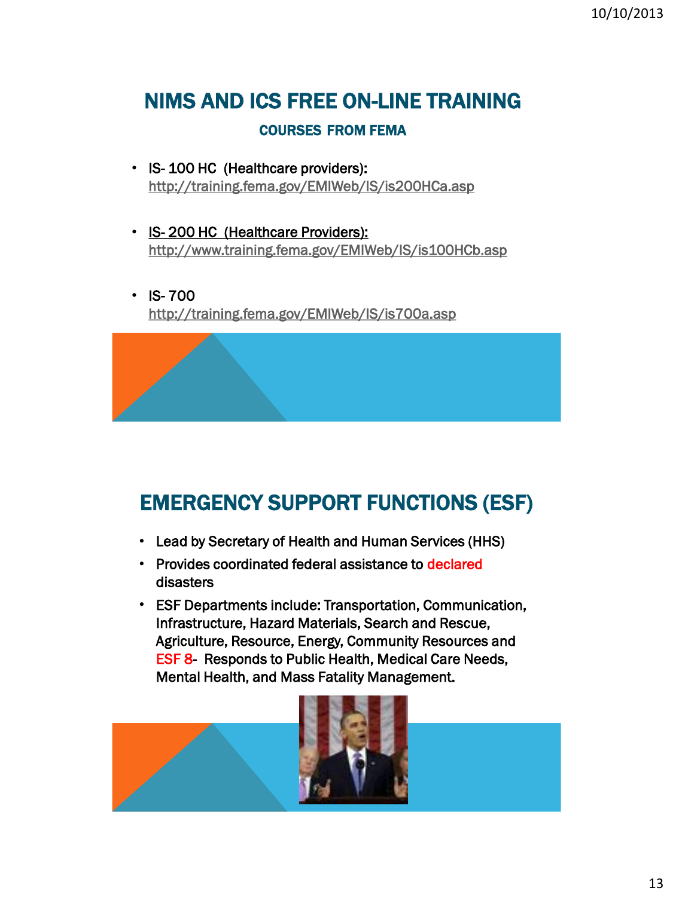## NIMS AND ICS FREE ON-LINE TRAINING

### COURSES FROM FEMA

- IS- 100 HC (Healthcare providers): http://training.fema.gov/EMIWeb/IS/is200HCa.asp

- IS- 200 HC (Healthcare Providers): http://www.training.fema.gov/EMIWeb/IS/is100HCb.asp

- IS- 700 http://training.fema.gov/EMIWeb/IS/is700a.asp

## EMERGENCY SUPPORT FUNCTIONS (ESF)

- Lead by Secretary of Health and Human Services (HHS)
- Provides coordinated federal assistance to declared disasters
- ESF Departments include: Transportation, Communication, Infrastructure, Hazard Materials, Search and Rescue, Agriculture, Resource, Energy, Community Resources and ESF 8- Responds to Public Health, Medical Care Needs, Mental Health, and Mass Fatality Management.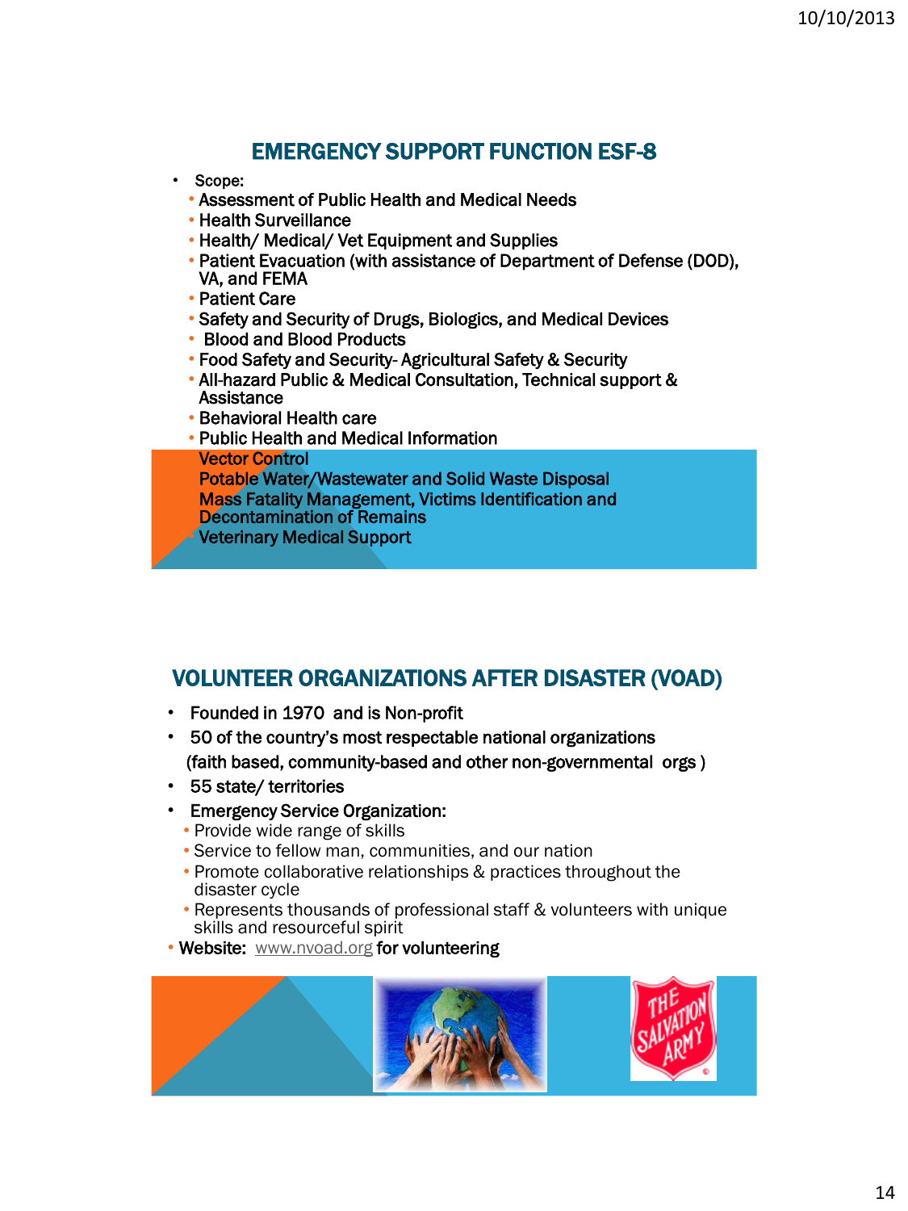## EMERGENCY SUPPORT FUNCTION ESF-8

- Scope:
  - Assessment of Public Health and Medical Needs
  - Health Surveillance
  - Health/ Medical/ Vet Equipment and Supplies
  - Patient Evacuation (with assistance of Department of Defense (DOD), VA, and FEMA
  - Patient Care
  - Safety and Security of Drugs, Biologics, and Medical Devices
  - Blood and Blood Products
  - Food Safety and Security- Agricultural Safety & Security
  - All-hazard Public & Medical Consultation, Technical support & Assistance
  - Behavioral Health care
  - Public Health and Medical Information
  - Vector Control
  - Potable Water/Wastewater and Solid Waste Disposal
  - Mass Fatality Management, Victims Identification and Decontamination of Remains
  - Veterinary Medical Support

## VOLUNTEER ORGANIZATIONS AFTER DISASTER (VOAD)

- Founded in 1970 and is Non-profit
- 50 of the country's most respectable national organizations (faith based, community-based and other non-governmental orgs )
- 55 state/ territories
- Emergency Service Organization:
  - Provide wide range of skills
  - Service to fellow man, communities, and our nation
  - Promote collaborative relationships & practices throughout the disaster cycle
  - Represents thousands of professional staff & volunteers with unique skills and resourceful spirit
- Website: www.nvoad.org for volunteering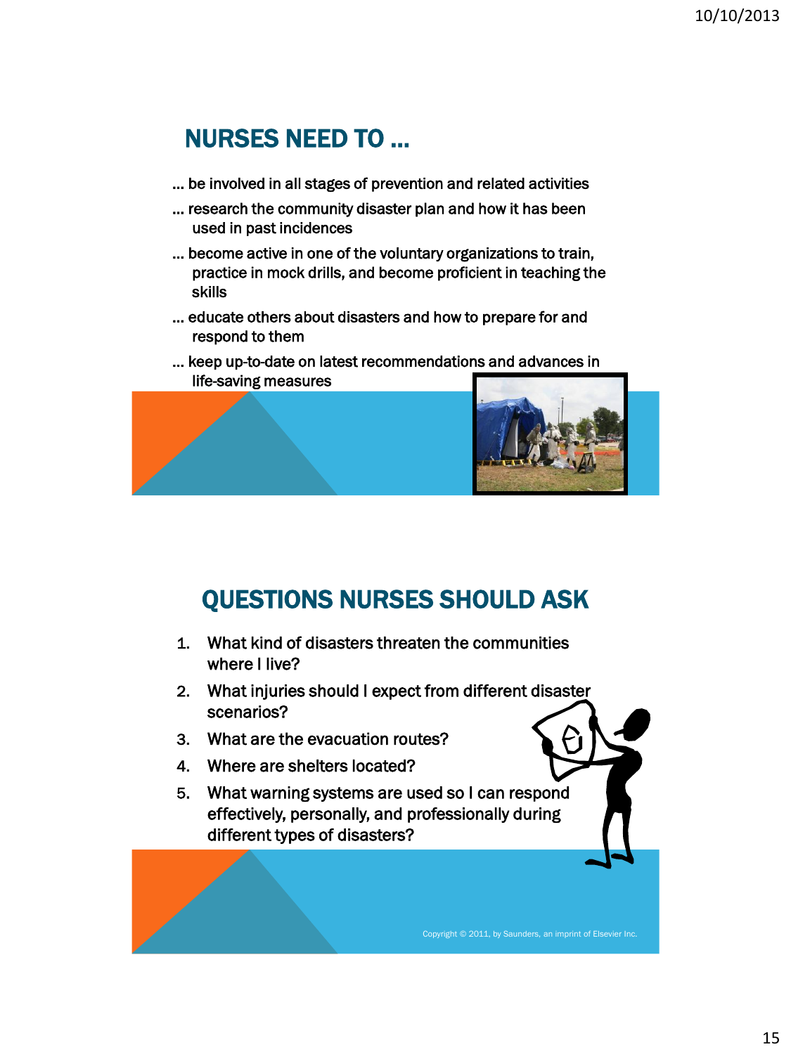## NURSES NEED TO …

… be involved in all stages of prevention and related activities

… research the community disaster plan and how it has been used in past incidences

… become active in one of the voluntary organizations to train, practice in mock drills, and become proficient in teaching the skills

… educate others about disasters and how to prepare for and respond to them

… keep up-to-date on latest recommendations and advances in life-saving measures

## QUESTIONS NURSES SHOULD ASK

1. What kind of disasters threaten the communities where I live?
2. What injuries should I expect from different disaster scenarios?
3. What are the evacuation routes?
4. Where are shelters located?
5. What warning systems are used so I can respond effectively, personally, and professionally during different types of disasters?

Copyright © 2011, by Saunders, an imprint of Elsevier Inc.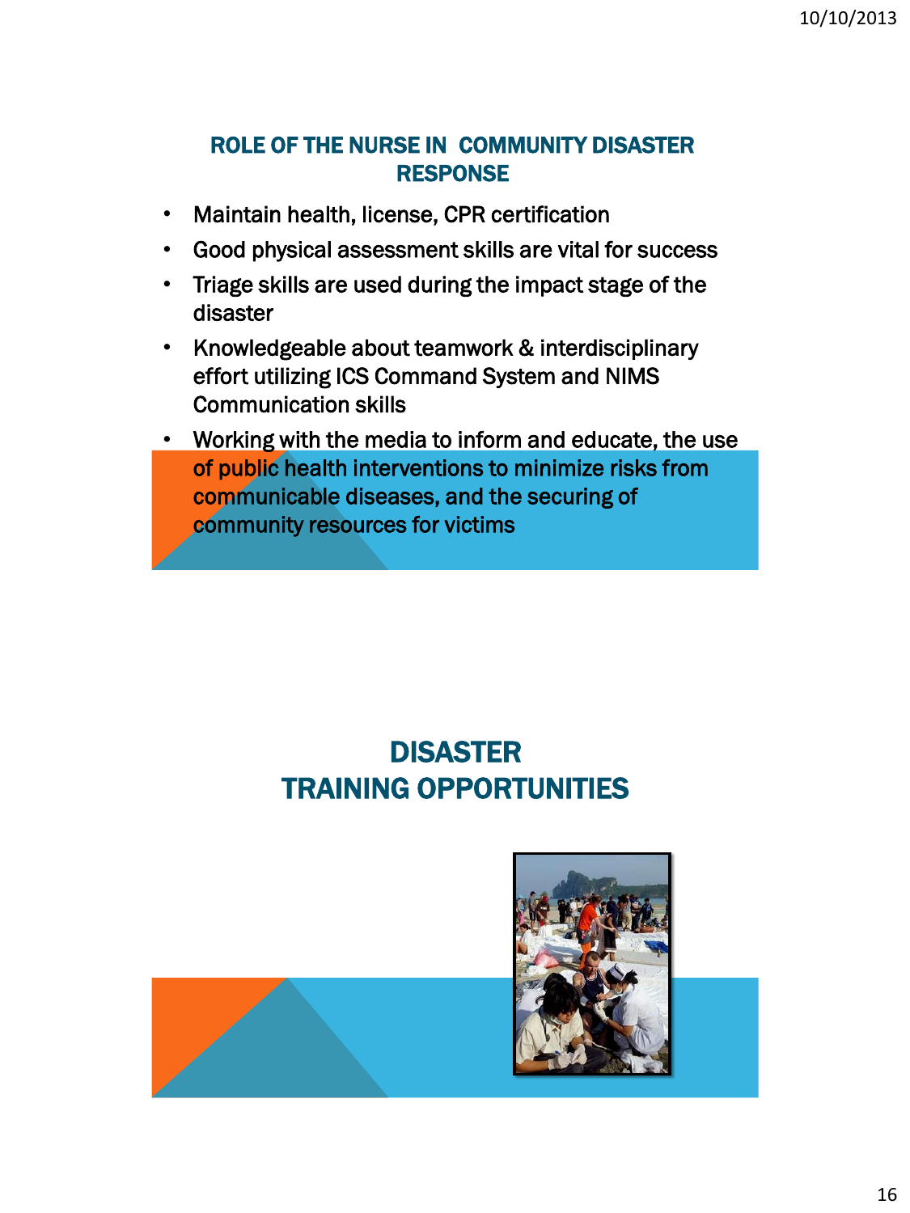## ROLE OF THE NURSE IN COMMUNITY DISASTER RESPONSE

- Maintain health, license, CPR certification
- Good physical assessment skills are vital for success
- Triage skills are used during the impact stage of the disaster
- Knowledgeable about teamwork & interdisciplinary effort utilizing ICS Command System and NIMS Communication skills
- Working with the media to inform and educate, the use of public health interventions to minimize risks from communicable diseases, and the securing of community resources for victims

## DISASTER TRAINING OPPORTUNITIES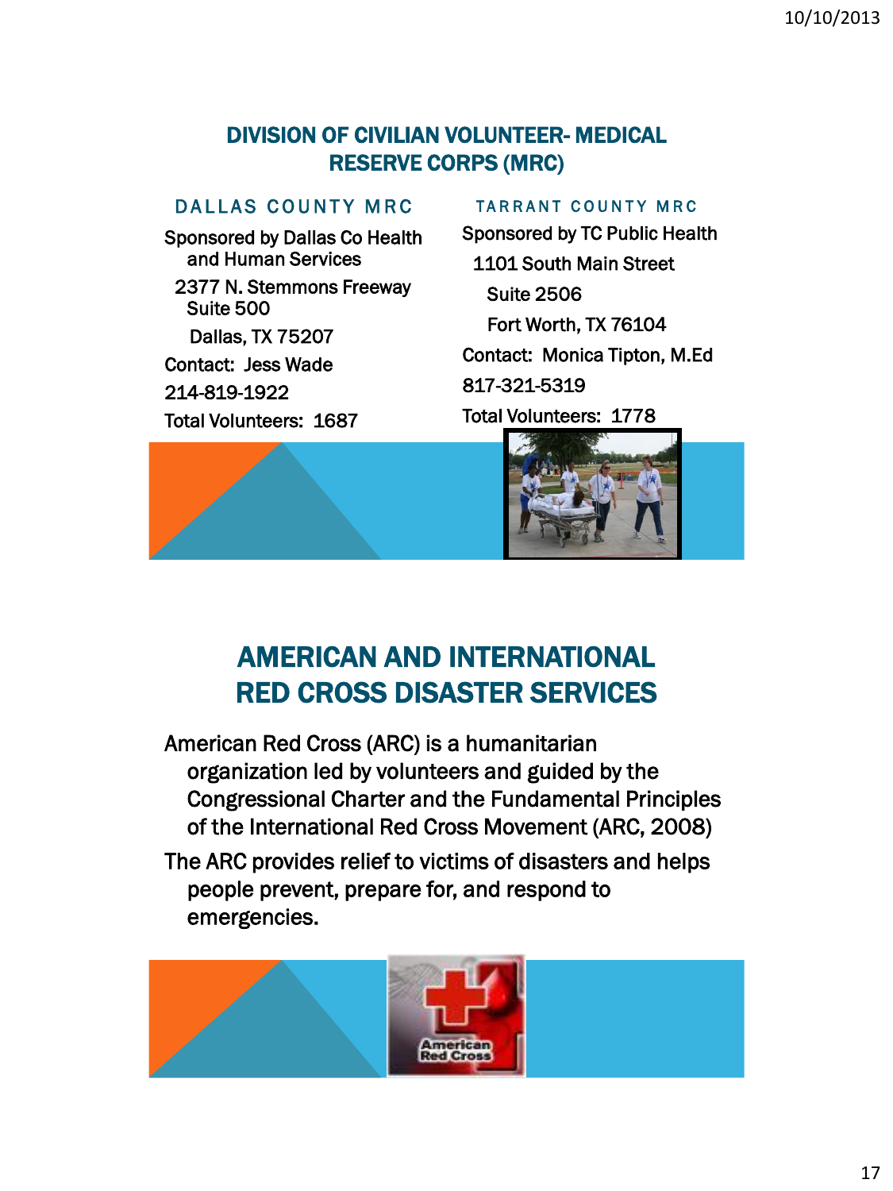## DIVISION OF CIVILIAN VOLUNTEER- MEDICAL RESERVE CORPS (MRC)

### DALLAS COUNTY MRC

Sponsored by Dallas Co Health and Human Services

2377 N. Stemmons Freeway Suite 500

Dallas, TX 75207

Contact: Jess Wade

214-819-1922

Total Volunteers: 1687

### TARRANT COUNTY MRC

Sponsored by TC Public Health

1101 South Main Street

Suite 2506

Fort Worth, TX 76104

Contact: Monica Tipton, M.Ed

817-321-5319

Total Volunteers: 1778

## AMERICAN AND INTERNATIONAL RED CROSS DISASTER SERVICES

American Red Cross (ARC) is a humanitarian organization led by volunteers and guided by the Congressional Charter and the Fundamental Principles of the International Red Cross Movement (ARC, 2008)

The ARC provides relief to victims of disasters and helps people prevent, prepare for, and respond to emergencies.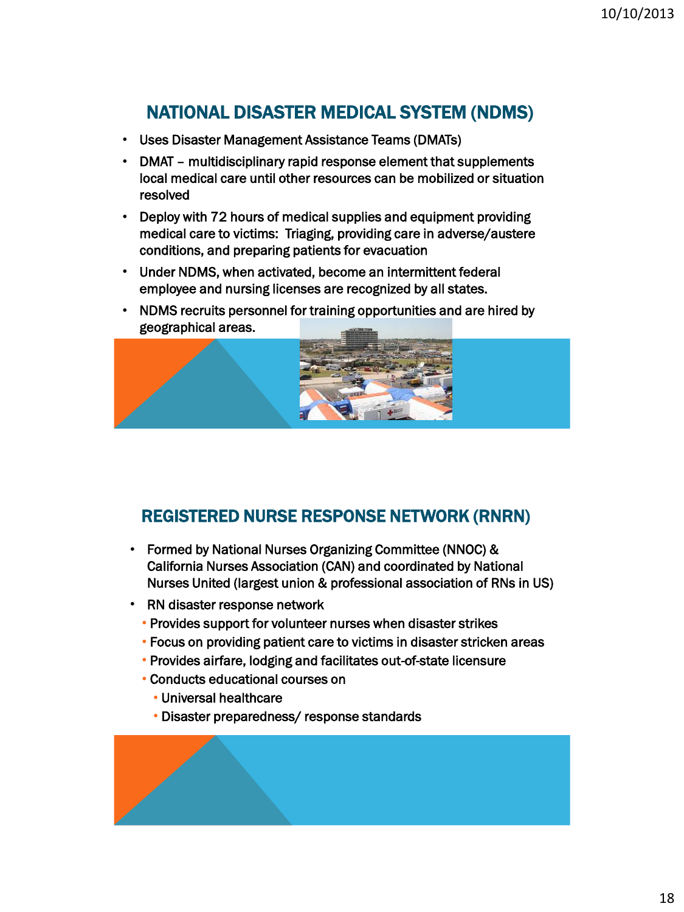## NATIONAL DISASTER MEDICAL SYSTEM (NDMS)

- Uses Disaster Management Assistance Teams (DMATs)
- DMAT – multidisciplinary rapid response element that supplements local medical care until other resources can be mobilized or situation resolved
- Deploy with 72 hours of medical supplies and equipment providing medical care to victims: Triaging, providing care in adverse/austere conditions, and preparing patients for evacuation
- Under NDMS, when activated, become an intermittent federal employee and nursing licenses are recognized by all states.
- NDMS recruits personnel for training opportunities and are hired by geographical areas.

## REGISTERED NURSE RESPONSE NETWORK (RNRN)

- Formed by National Nurses Organizing Committee (NNOC) & California Nurses Association (CAN) and coordinated by National Nurses United (largest union & professional association of RNs in US)
- RN disaster response network
  - Provides support for volunteer nurses when disaster strikes
  - Focus on providing patient care to victims in disaster stricken areas
  - Provides airfare, lodging and facilitates out-of-state licensure
  - Conducts educational courses on
    - Universal healthcare
    - Disaster preparedness/ response standards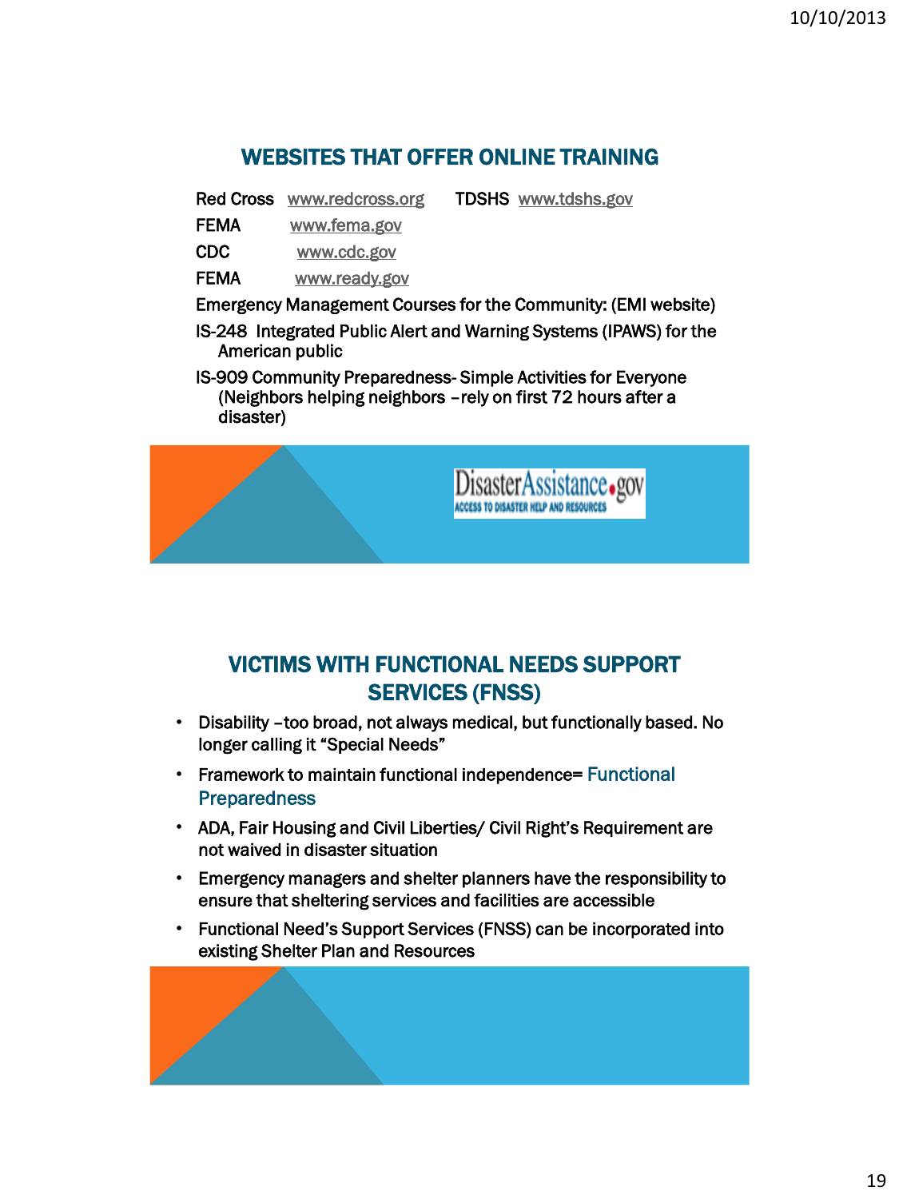## WEBSITES THAT OFFER ONLINE TRAINING

Red Cross www.redcross.org TDSHS www.tdshs.gov

FEMA www.fema.gov

CDC www.cdc.gov

FEMA www.ready.gov

Emergency Management Courses for the Community: (EMI website)

IS-248 Integrated Public Alert and Warning Systems (IPAWS) for the American public

IS-909 Community Preparedness- Simple Activities for Everyone (Neighbors helping neighbors –rely on first 72 hours after a disaster)

DisasterAssistance.gov
ACCESS TO DISASTER HELP AND RESOURCES

## VICTIMS WITH FUNCTIONAL NEEDS SUPPORT SERVICES (FNSS)

- Disability –too broad, not always medical, but functionally based. No longer calling it "Special Needs"
- Framework to maintain functional independence= Functional Preparedness
- ADA, Fair Housing and Civil Liberties/ Civil Right's Requirement are not waived in disaster situation
- Emergency managers and shelter planners have the responsibility to ensure that sheltering services and facilities are accessible
- Functional Need's Support Services (FNSS) can be incorporated into existing Shelter Plan and Resources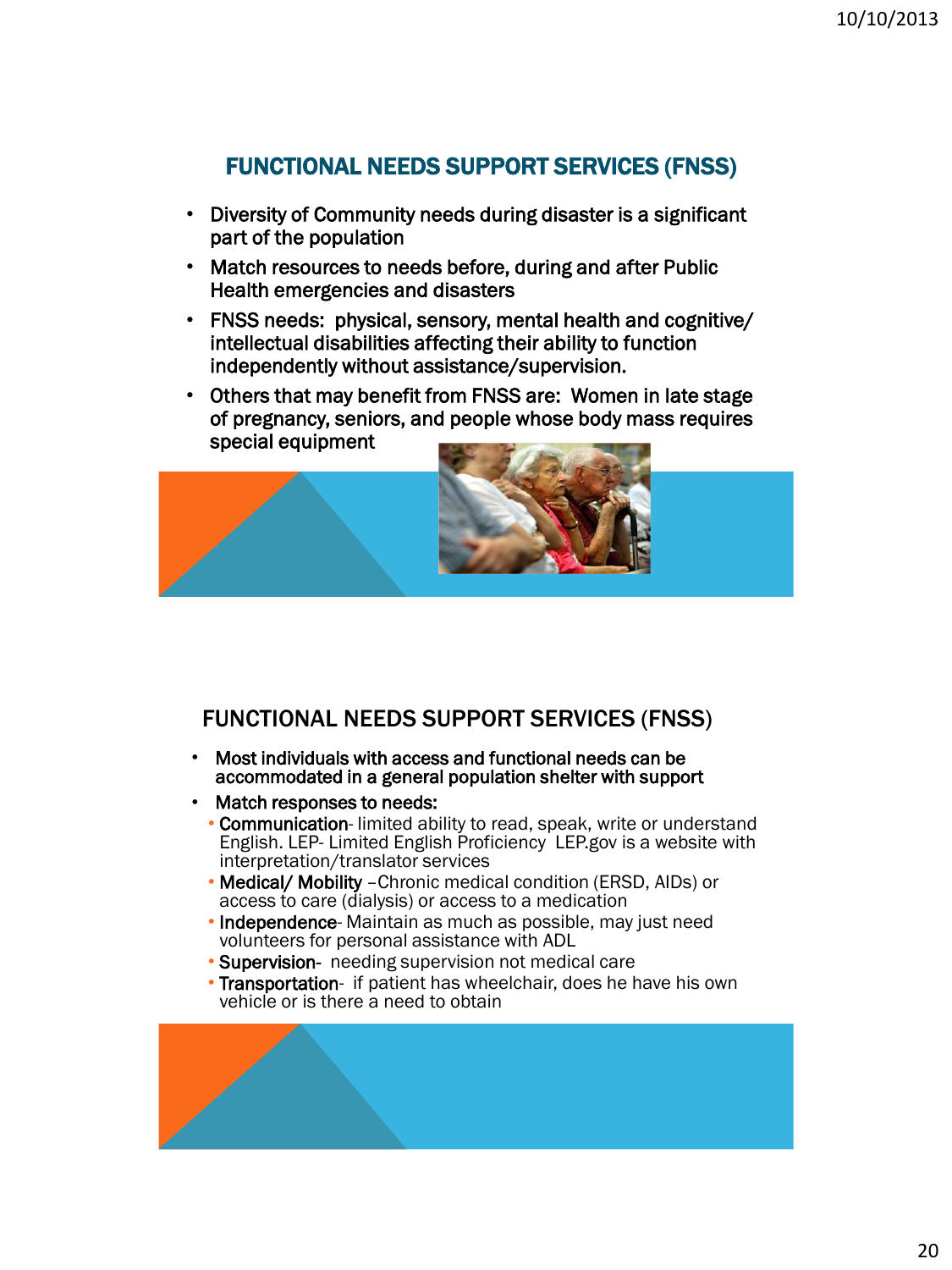## FUNCTIONAL NEEDS SUPPORT SERVICES (FNSS)

- Diversity of Community needs during disaster is a significant part of the population
- Match resources to needs before, during and after Public Health emergencies and disasters
- FNSS needs: physical, sensory, mental health and cognitive/ intellectual disabilities affecting their ability to function independently without assistance/supervision.
- Others that may benefit from FNSS are: Women in late stage of pregnancy, seniors, and people whose body mass requires special equipment

## FUNCTIONAL NEEDS SUPPORT SERVICES (FNSS)

- Most individuals with access and functional needs can be accommodated in a general population shelter with support
- Match responses to needs:
  - **Communication**- limited ability to read, speak, write or understand English. LEP- Limited English Proficiency LEP.gov is a website with interpretation/translator services
  - **Medical/ Mobility** –Chronic medical condition (ERSD, AIDs) or access to care (dialysis) or access to a medication
  - **Independence**- Maintain as much as possible, may just need volunteers for personal assistance with ADL
  - **Supervision**- needing supervision not medical care
  - **Transportation**- if patient has wheelchair, does he have his own vehicle or is there a need to obtain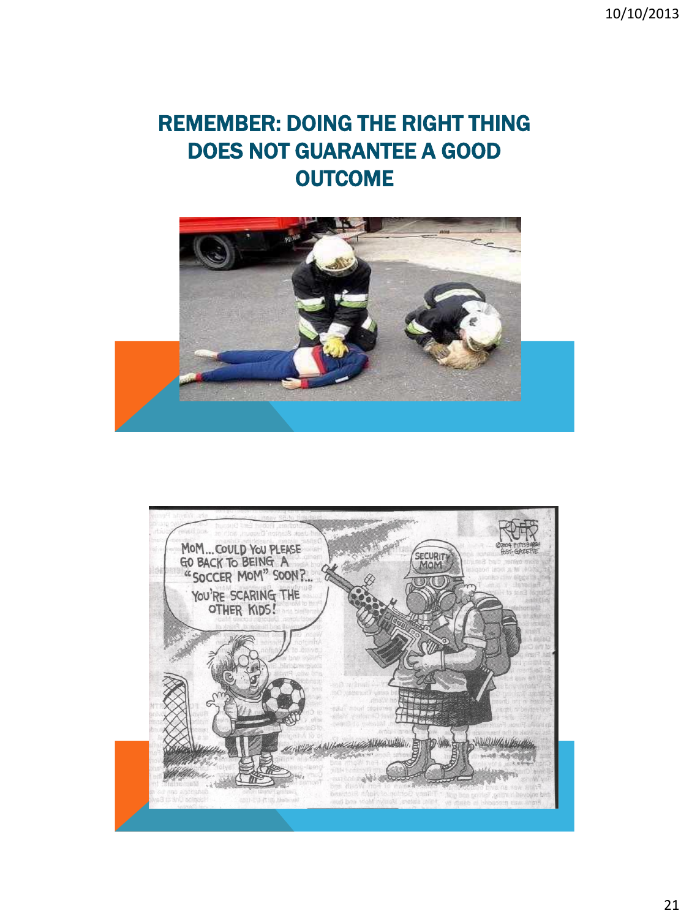# REMEMBER: DOING THE RIGHT THING DOES NOT GUARANTEE A GOOD OUTCOME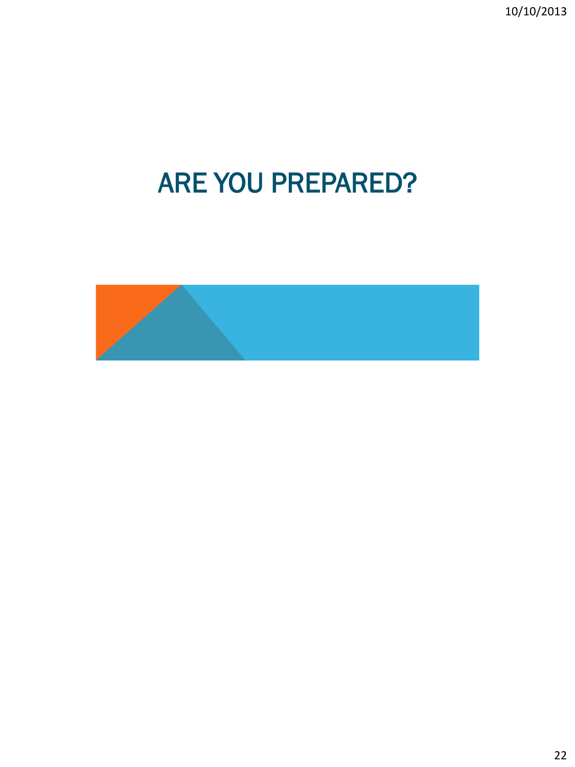# ARE YOU PREPARED?